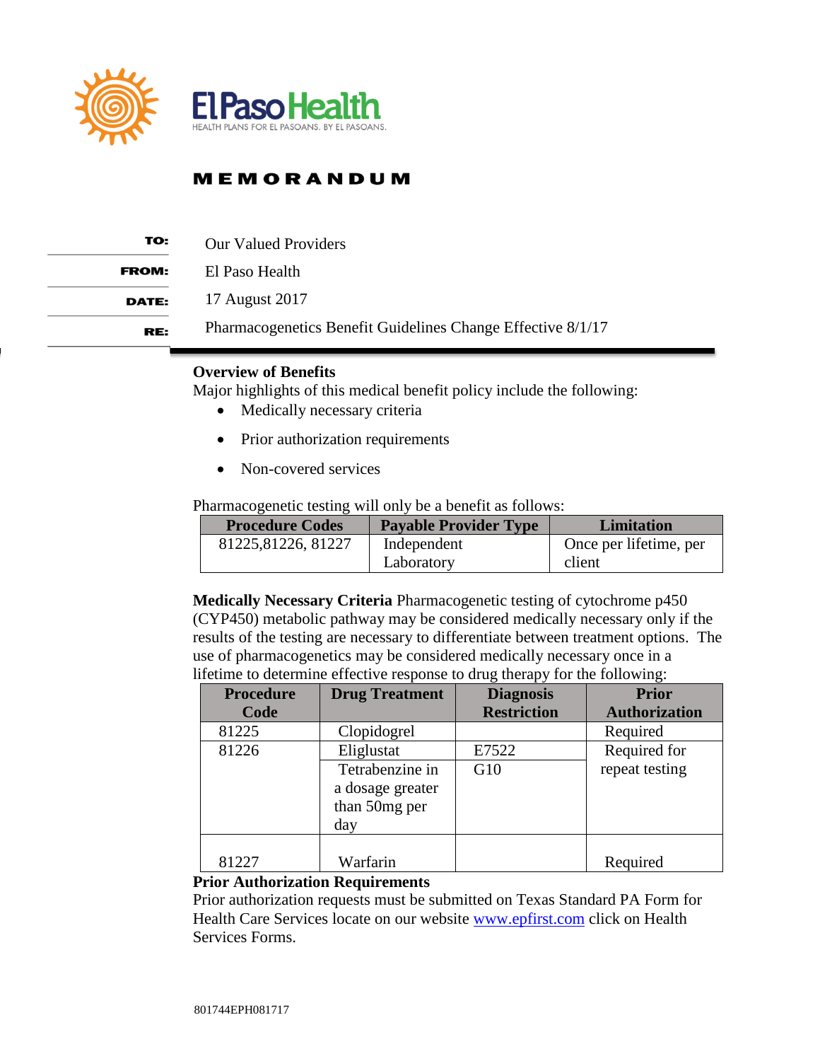El Paso Health

HEALTH PLANS FOR EL PASOANS. BY EL PASOANS.

# MEMORANDUM

**TO:** Our Valued Providers

**FROM:** El Paso Health

**DATE:** 17 August 2017

**RE:** Pharmacogenetics Benefit Guidelines Change Effective 8/1/17

**Overview of Benefits**

Major highlights of this medical benefit policy include the following:

- Medically necessary criteria
- Prior authorization requirements
- Non-covered services

Pharmacogenetic testing will only be a benefit as follows:

| Procedure Codes | Payable Provider Type | Limitation |
|---|---|---|
| 81225,81226, 81227 | Independent Laboratory | Once per lifetime, per client |

**Medically Necessary Criteria** Pharmacogenetic testing of cytochrome p450 (CYP450) metabolic pathway may be considered medically necessary only if the results of the testing are necessary to differentiate between treatment options. The use of pharmacogenetics may be considered medically necessary once in a lifetime to determine effective response to drug therapy for the following:

| Procedure Code | Drug Treatment | Diagnosis Restriction | Prior Authorization |
|---|---|---|---|
| 81225 | Clopidogrel | | Required |
| 81226 | Eliglustat | E7522 | Required for repeat testing |
| | Tetrabenzine in a dosage greater than 50mg per day | G10 | |
| 81227 | Warfarin | | Required |

**Prior Authorization Requirements**

Prior authorization requests must be submitted on Texas Standard PA Form for Health Care Services locate on our website www.epfirst.com click on Health Services Forms.

801744EPH081717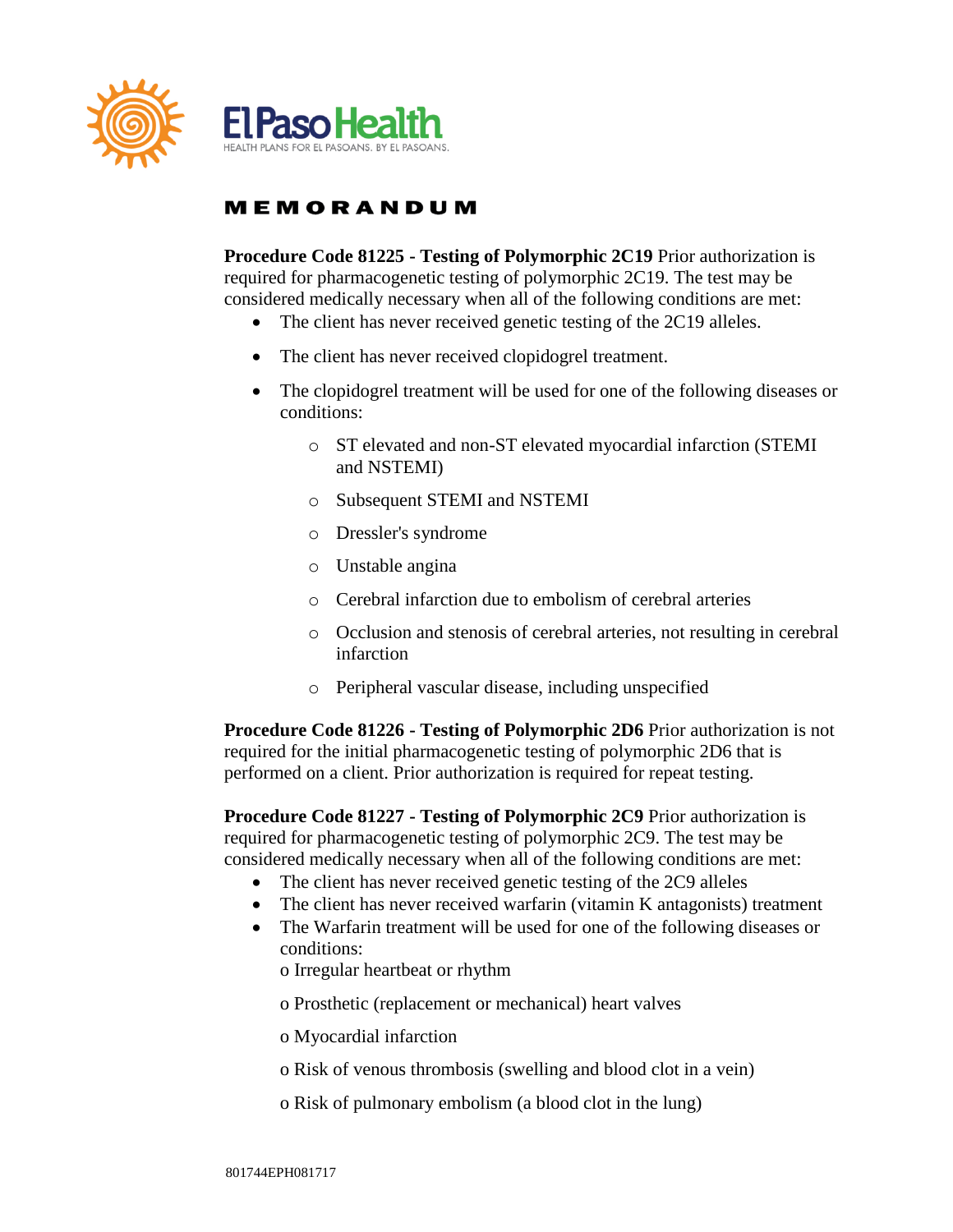# MEMORANDUM

**Procedure Code 81225 - Testing of Polymorphic 2C19** Prior authorization is required for pharmacogenetic testing of polymorphic 2C19. The test may be considered medically necessary when all of the following conditions are met:

- The client has never received genetic testing of the 2C19 alleles.
- The client has never received clopidogrel treatment.
- The clopidogrel treatment will be used for one of the following diseases or conditions:
  - ST elevated and non-ST elevated myocardial infarction (STEMI and NSTEMI)
  - Subsequent STEMI and NSTEMI
  - Dressler's syndrome
  - Unstable angina
  - Cerebral infarction due to embolism of cerebral arteries
  - Occlusion and stenosis of cerebral arteries, not resulting in cerebral infarction
  - Peripheral vascular disease, including unspecified

**Procedure Code 81226 - Testing of Polymorphic 2D6** Prior authorization is not required for the initial pharmacogenetic testing of polymorphic 2D6 that is performed on a client. Prior authorization is required for repeat testing.

**Procedure Code 81227 - Testing of Polymorphic 2C9** Prior authorization is required for pharmacogenetic testing of polymorphic 2C9. The test may be considered medically necessary when all of the following conditions are met:

- The client has never received genetic testing of the 2C9 alleles
- The client has never received warfarin (vitamin K antagonists) treatment
- The Warfarin treatment will be used for one of the following diseases or conditions:
  - Irregular heartbeat or rhythm
  - Prosthetic (replacement or mechanical) heart valves
  - Myocardial infarction
  - Risk of venous thrombosis (swelling and blood clot in a vein)
  - Risk of pulmonary embolism (a blood clot in the lung)

801744EPH081717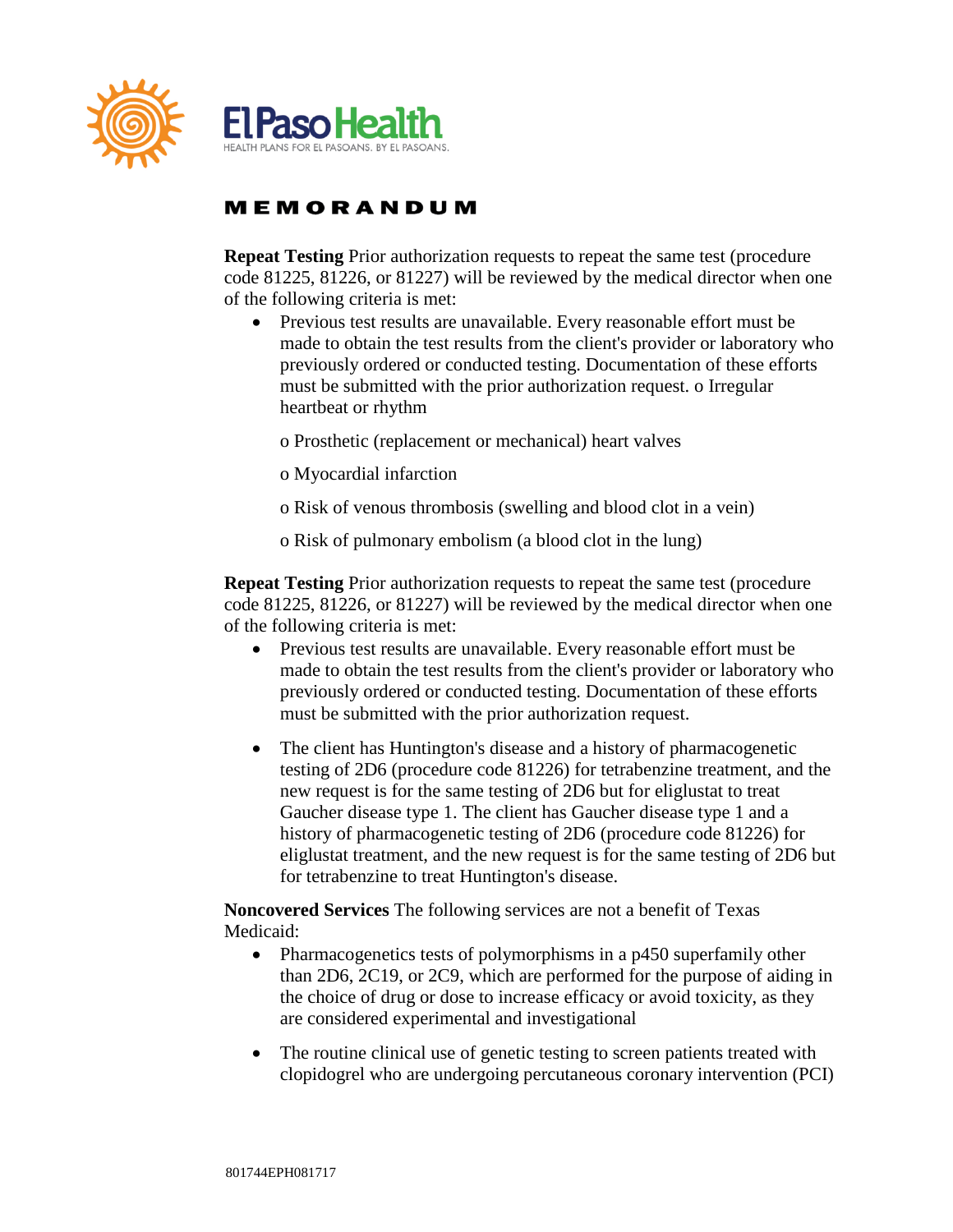# MEMORANDUM

**Repeat Testing** Prior authorization requests to repeat the same test (procedure code 81225, 81226, or 81227) will be reviewed by the medical director when one of the following criteria is met:

- Previous test results are unavailable. Every reasonable effort must be made to obtain the test results from the client's provider or laboratory who previously ordered or conducted testing. Documentation of these efforts must be submitted with the prior authorization request. o Irregular heartbeat or rhythm

  o Prosthetic (replacement or mechanical) heart valves

  o Myocardial infarction

  o Risk of venous thrombosis (swelling and blood clot in a vein)

  o Risk of pulmonary embolism (a blood clot in the lung)

**Repeat Testing** Prior authorization requests to repeat the same test (procedure code 81225, 81226, or 81227) will be reviewed by the medical director when one of the following criteria is met:

- Previous test results are unavailable. Every reasonable effort must be made to obtain the test results from the client's provider or laboratory who previously ordered or conducted testing. Documentation of these efforts must be submitted with the prior authorization request.
- The client has Huntington's disease and a history of pharmacogenetic testing of 2D6 (procedure code 81226) for tetrabenzine treatment, and the new request is for the same testing of 2D6 but for eliglustat to treat Gaucher disease type 1. The client has Gaucher disease type 1 and a history of pharmacogenetic testing of 2D6 (procedure code 81226) for eliglustat treatment, and the new request is for the same testing of 2D6 but for tetrabenzine to treat Huntington's disease.

**Noncovered Services** The following services are not a benefit of Texas Medicaid:

- Pharmacogenetics tests of polymorphisms in a p450 superfamily other than 2D6, 2C19, or 2C9, which are performed for the purpose of aiding in the choice of drug or dose to increase efficacy or avoid toxicity, as they are considered experimental and investigational
- The routine clinical use of genetic testing to screen patients treated with clopidogrel who are undergoing percutaneous coronary intervention (PCI)

801744EPH081717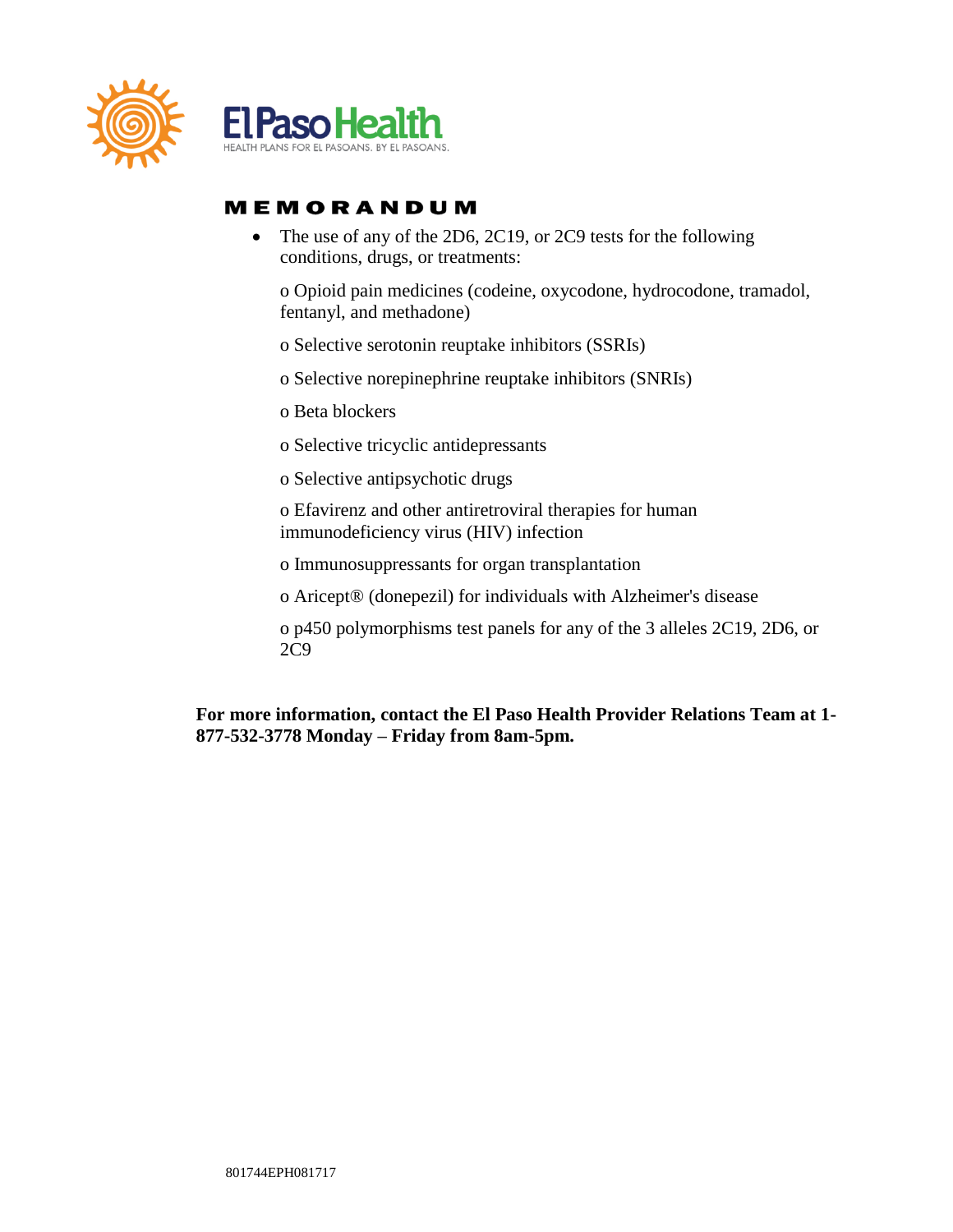# MEMORANDUM

- The use of any of the 2D6, 2C19, or 2C9 tests for the following conditions, drugs, or treatments:

  o Opioid pain medicines (codeine, oxycodone, hydrocodone, tramadol, fentanyl, and methadone)

  o Selective serotonin reuptake inhibitors (SSRIs)

  o Selective norepinephrine reuptake inhibitors (SNRIs)

  o Beta blockers

  o Selective tricyclic antidepressants

  o Selective antipsychotic drugs

  o Efavirenz and other antiretroviral therapies for human immunodeficiency virus (HIV) infection

  o Immunosuppressants for organ transplantation

  o Aricept® (donepezil) for individuals with Alzheimer's disease

  o p450 polymorphisms test panels for any of the 3 alleles 2C19, 2D6, or 2C9

**For more information, contact the El Paso Health Provider Relations Team at 1-877-532-3778 Monday – Friday from 8am-5pm.**

801744EPH081717